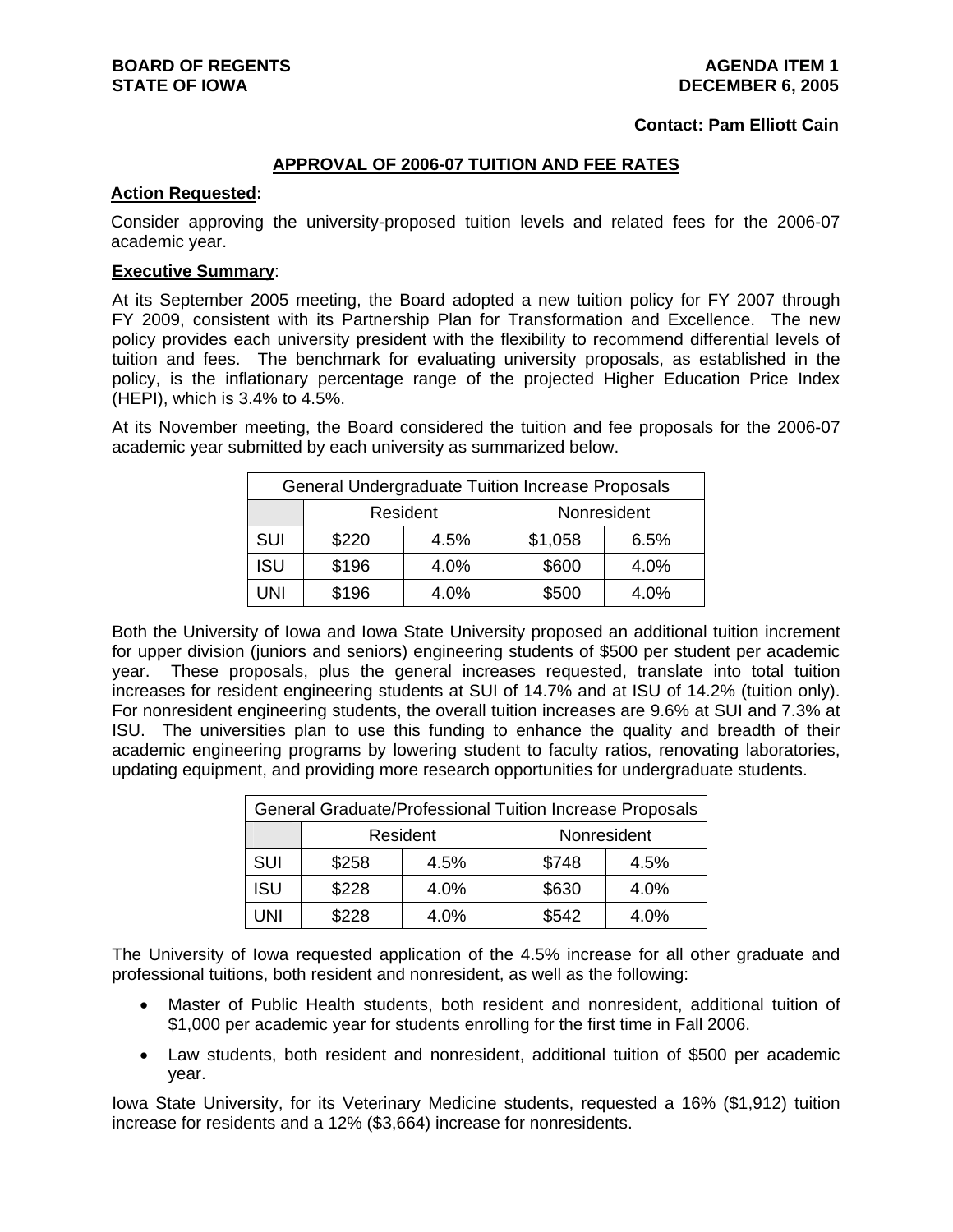**BOARD OF REGENTS**
**STATE OF IOWA**

**AGENDA ITEM 1**
**DECEMBER 6, 2005**

**Contact: Pam Elliott Cain**

## APPROVAL OF 2006-07 TUITION AND FEE RATES

**Action Requested:**

Consider approving the university-proposed tuition levels and related fees for the 2006-07 academic year.

**Executive Summary:**

At its September 2005 meeting, the Board adopted a new tuition policy for FY 2007 through FY 2009, consistent with its Partnership Plan for Transformation and Excellence. The new policy provides each university president with the flexibility to recommend differential levels of tuition and fees. The benchmark for evaluating university proposals, as established in the policy, is the inflationary percentage range of the projected Higher Education Price Index (HEPI), which is 3.4% to 4.5%.

At its November meeting, the Board considered the tuition and fee proposals for the 2006-07 academic year submitted by each university as summarized below.

| General Undergraduate Tuition Increase Proposals | | | | |
|---|---|---|---|---|
| | Resident | | Nonresident | |
| SUI | $220 | 4.5% | $1,058 | 6.5% |
| ISU | $196 | 4.0% | $600 | 4.0% |
| UNI | $196 | 4.0% | $500 | 4.0% |

Both the University of Iowa and Iowa State University proposed an additional tuition increment for upper division (juniors and seniors) engineering students of $500 per student per academic year. These proposals, plus the general increases requested, translate into total tuition increases for resident engineering students at SUI of 14.7% and at ISU of 14.2% (tuition only). For nonresident engineering students, the overall tuition increases are 9.6% at SUI and 7.3% at ISU. The universities plan to use this funding to enhance the quality and breadth of their academic engineering programs by lowering student to faculty ratios, renovating laboratories, updating equipment, and providing more research opportunities for undergraduate students.

| General Graduate/Professional Tuition Increase Proposals | | | | |
|---|---|---|---|---|
| | Resident | | Nonresident | |
| SUI | $258 | 4.5% | $748 | 4.5% |
| ISU | $228 | 4.0% | $630 | 4.0% |
| UNI | $228 | 4.0% | $542 | 4.0% |

The University of Iowa requested application of the 4.5% increase for all other graduate and professional tuitions, both resident and nonresident, as well as the following:

- Master of Public Health students, both resident and nonresident, additional tuition of $1,000 per academic year for students enrolling for the first time in Fall 2006.
- Law students, both resident and nonresident, additional tuition of $500 per academic year.

Iowa State University, for its Veterinary Medicine students, requested a 16% ($1,912) tuition increase for residents and a 12% ($3,664) increase for nonresidents.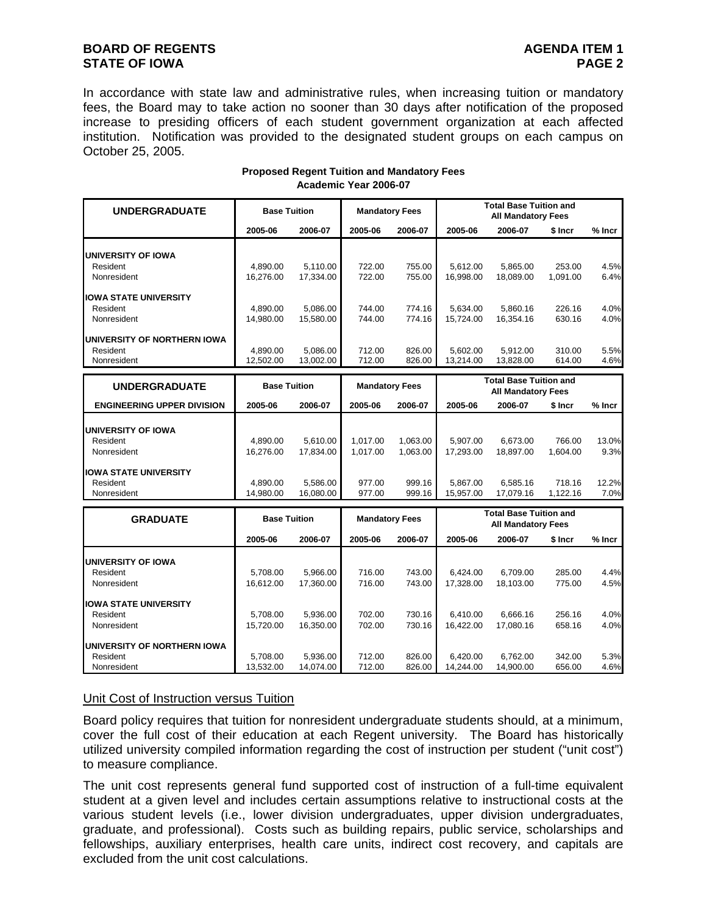In accordance with state law and administrative rules, when increasing tuition or mandatory fees, the Board may to take action no sooner than 30 days after notification of the proposed increase to presiding officers of each student government organization at each affected institution. Notification was provided to the designated student groups on each campus on October 25, 2005.

**Proposed Regent Tuition and Mandatory Fees**
**Academic Year 2006-07**

| UNDERGRADUATE | Base Tuition | | Mandatory Fees | | Total Base Tuition and All Mandatory Fees | | | |
|---|---|---|---|---|---|---|---|---|
| | 2005-06 | 2006-07 | 2005-06 | 2006-07 | 2005-06 | 2006-07 | $ Incr | % Incr |
| **UNIVERSITY OF IOWA** | | | | | | | | |
| Resident | 4,890.00 | 5,110.00 | 722.00 | 755.00 | 5,612.00 | 5,865.00 | 253.00 | 4.5% |
| Nonresident | 16,276.00 | 17,334.00 | 722.00 | 755.00 | 16,998.00 | 18,089.00 | 1,091.00 | 6.4% |
| **IOWA STATE UNIVERSITY** | | | | | | | | |
| Resident | 4,890.00 | 5,086.00 | 744.00 | 774.16 | 5,634.00 | 5,860.16 | 226.16 | 4.0% |
| Nonresident | 14,980.00 | 15,580.00 | 744.00 | 774.16 | 15,724.00 | 16,354.16 | 630.16 | 4.0% |
| **UNIVERSITY OF NORTHERN IOWA** | | | | | | | | |
| Resident | 4,890.00 | 5,086.00 | 712.00 | 826.00 | 5,602.00 | 5,912.00 | 310.00 | 5.5% |
| Nonresident | 12,502.00 | 13,002.00 | 712.00 | 826.00 | 13,214.00 | 13,828.00 | 614.00 | 4.6% |

| UNDERGRADUATE | Base Tuition | | Mandatory Fees | | Total Base Tuition and All Mandatory Fees | | | |
|---|---|---|---|---|---|---|---|---|
| ENGINEERING UPPER DIVISION | 2005-06 | 2006-07 | 2005-06 | 2006-07 | 2005-06 | 2006-07 | $ Incr | % Incr |
| **UNIVERSITY OF IOWA** | | | | | | | | |
| Resident | 4,890.00 | 5,610.00 | 1,017.00 | 1,063.00 | 5,907.00 | 6,673.00 | 766.00 | 13.0% |
| Nonresident | 16,276.00 | 17,834.00 | 1,017.00 | 1,063.00 | 17,293.00 | 18,897.00 | 1,604.00 | 9.3% |
| **IOWA STATE UNIVERSITY** | | | | | | | | |
| Resident | 4,890.00 | 5,586.00 | 977.00 | 999.16 | 5,867.00 | 6,585.16 | 718.16 | 12.2% |
| Nonresident | 14,980.00 | 16,080.00 | 977.00 | 999.16 | 15,957.00 | 17,079.16 | 1,122.16 | 7.0% |

| GRADUATE | Base Tuition | | Mandatory Fees | | Total Base Tuition and All Mandatory Fees | | | |
|---|---|---|---|---|---|---|---|---|
| | 2005-06 | 2006-07 | 2005-06 | 2006-07 | 2005-06 | 2006-07 | $ Incr | % Incr |
| **UNIVERSITY OF IOWA** | | | | | | | | |
| Resident | 5,708.00 | 5,966.00 | 716.00 | 743.00 | 6,424.00 | 6,709.00 | 285.00 | 4.4% |
| Nonresident | 16,612.00 | 17,360.00 | 716.00 | 743.00 | 17,328.00 | 18,103.00 | 775.00 | 4.5% |
| **IOWA STATE UNIVERSITY** | | | | | | | | |
| Resident | 5,708.00 | 5,936.00 | 702.00 | 730.16 | 6,410.00 | 6,666.16 | 256.16 | 4.0% |
| Nonresident | 15,720.00 | 16,350.00 | 702.00 | 730.16 | 16,422.00 | 17,080.16 | 658.16 | 4.0% |
| **UNIVERSITY OF NORTHERN IOWA** | | | | | | | | |
| Resident | 5,708.00 | 5,936.00 | 712.00 | 826.00 | 6,420.00 | 6,762.00 | 342.00 | 5.3% |
| Nonresident | 13,532.00 | 14,074.00 | 712.00 | 826.00 | 14,244.00 | 14,900.00 | 656.00 | 4.6% |

Unit Cost of Instruction versus Tuition

Board policy requires that tuition for nonresident undergraduate students should, at a minimum, cover the full cost of their education at each Regent university. The Board has historically utilized university compiled information regarding the cost of instruction per student ("unit cost") to measure compliance.

The unit cost represents general fund supported cost of instruction of a full-time equivalent student at a given level and includes certain assumptions relative to instructional costs at the various student levels (i.e., lower division undergraduates, upper division undergraduates, graduate, and professional). Costs such as building repairs, public service, scholarships and fellowships, auxiliary enterprises, health care units, indirect cost recovery, and capitals are excluded from the unit cost calculations.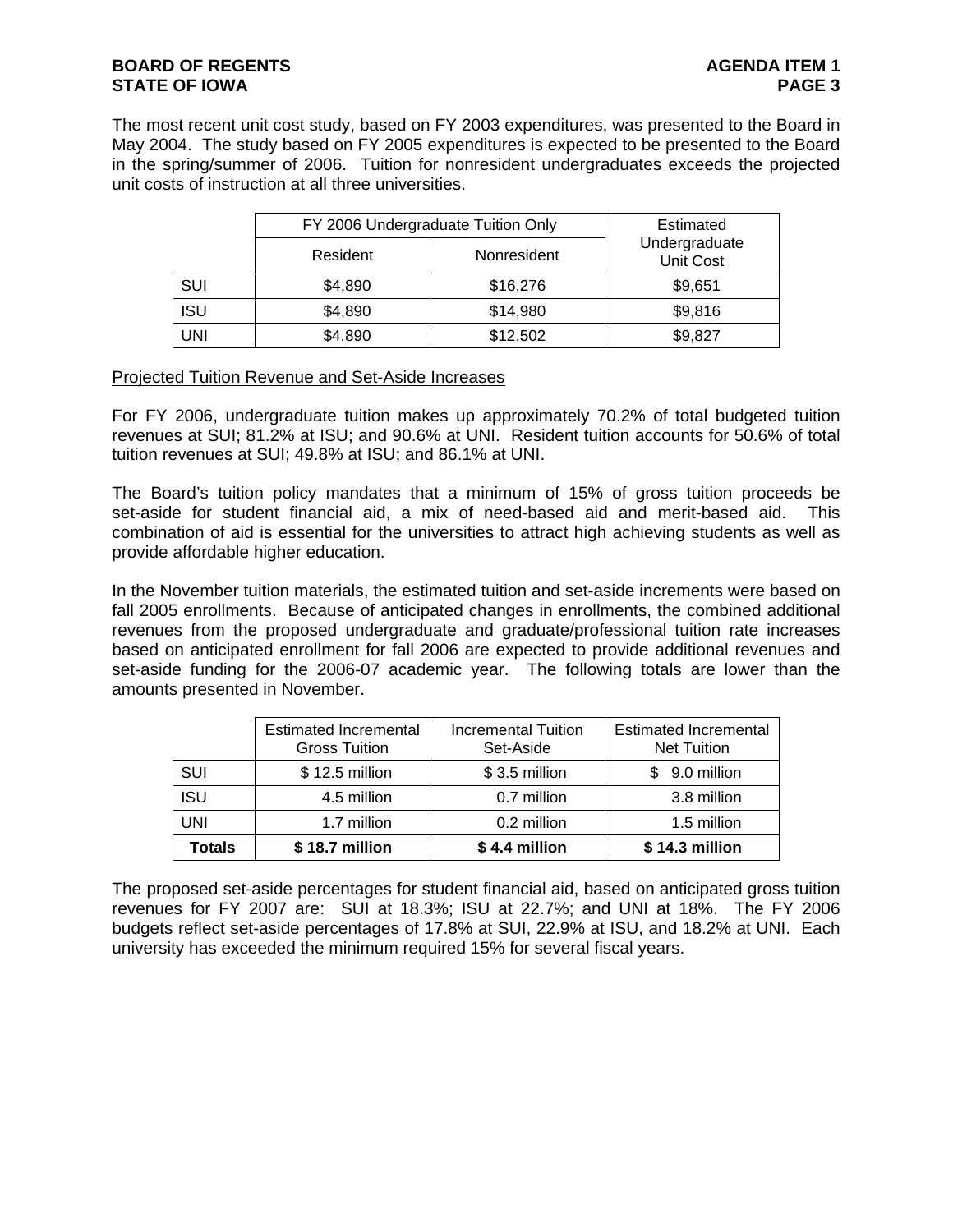The most recent unit cost study, based on FY 2003 expenditures, was presented to the Board in May 2004. The study based on FY 2005 expenditures is expected to be presented to the Board in the spring/summer of 2006. Tuition for nonresident undergraduates exceeds the projected unit costs of instruction at all three universities.

| | FY 2006 Undergraduate Tuition Only | | Estimated Undergraduate Unit Cost |
|---|---|---|---|
| | Resident | Nonresident | |
| SUI | $4,890 | $16,276 | $9,651 |
| ISU | $4,890 | $14,980 | $9,816 |
| UNI | $4,890 | $12,502 | $9,827 |

Projected Tuition Revenue and Set-Aside Increases

For FY 2006, undergraduate tuition makes up approximately 70.2% of total budgeted tuition revenues at SUI; 81.2% at ISU; and 90.6% at UNI. Resident tuition accounts for 50.6% of total tuition revenues at SUI; 49.8% at ISU; and 86.1% at UNI.

The Board's tuition policy mandates that a minimum of 15% of gross tuition proceeds be set-aside for student financial aid, a mix of need-based aid and merit-based aid. This combination of aid is essential for the universities to attract high achieving students as well as provide affordable higher education.

In the November tuition materials, the estimated tuition and set-aside increments were based on fall 2005 enrollments. Because of anticipated changes in enrollments, the combined additional revenues from the proposed undergraduate and graduate/professional tuition rate increases based on anticipated enrollment for fall 2006 are expected to provide additional revenues and set-aside funding for the 2006-07 academic year. The following totals are lower than the amounts presented in November.

| | Estimated Incremental Gross Tuition | Incremental Tuition Set-Aside | Estimated Incremental Net Tuition |
|---|---|---|---|
| SUI | $ 12.5 million | $ 3.5 million | $ 9.0 million |
| ISU | 4.5 million | 0.7 million | 3.8 million |
| UNI | 1.7 million | 0.2 million | 1.5 million |
| **Totals** | **$ 18.7 million** | **$ 4.4 million** | **$ 14.3 million** |

The proposed set-aside percentages for student financial aid, based on anticipated gross tuition revenues for FY 2007 are: SUI at 18.3%; ISU at 22.7%; and UNI at 18%. The FY 2006 budgets reflect set-aside percentages of 17.8% at SUI, 22.9% at ISU, and 18.2% at UNI. Each university has exceeded the minimum required 15% for several fiscal years.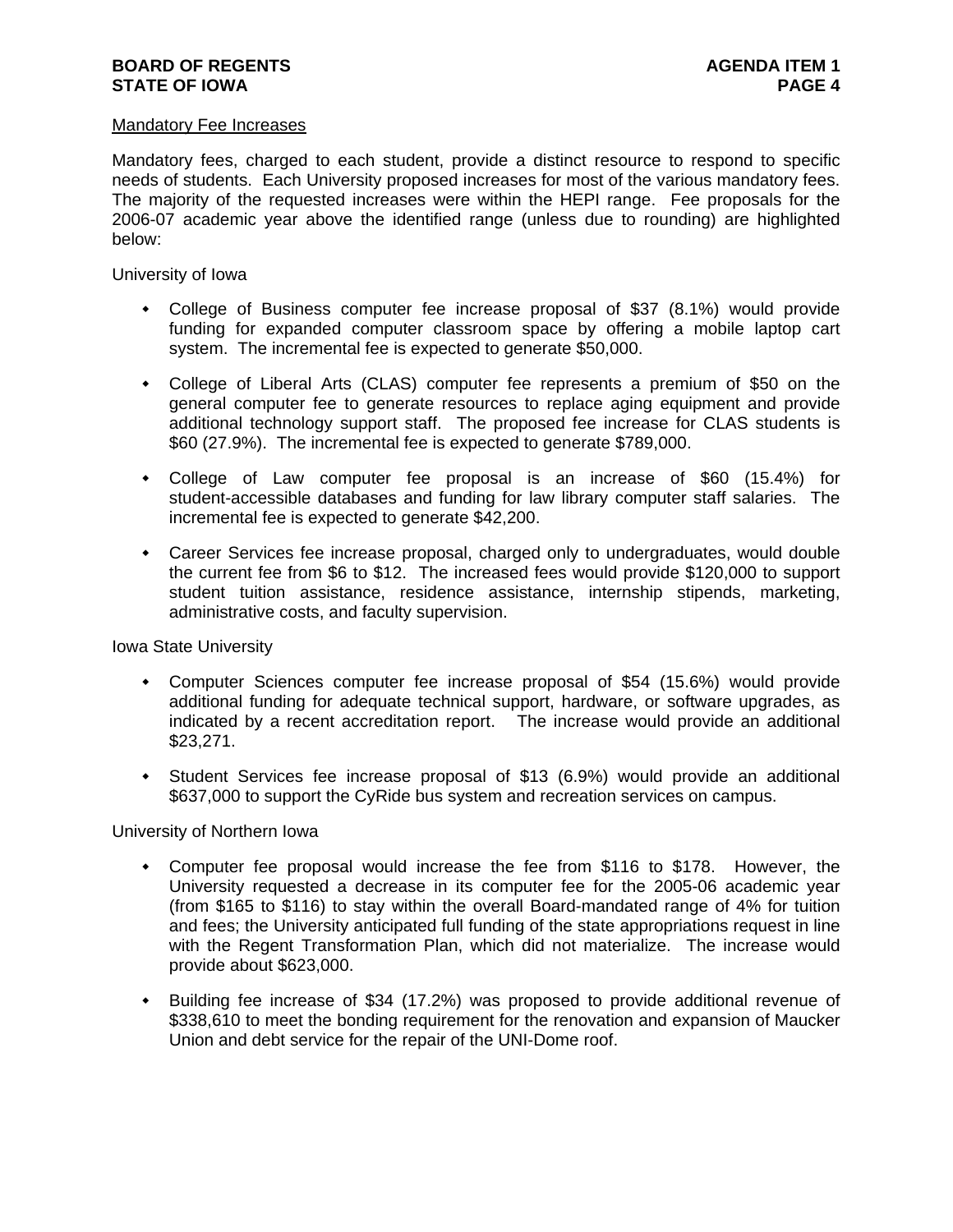Mandatory Fee Increases

Mandatory fees, charged to each student, provide a distinct resource to respond to specific needs of students. Each University proposed increases for most of the various mandatory fees. The majority of the requested increases were within the HEPI range. Fee proposals for the 2006-07 academic year above the identified range (unless due to rounding) are highlighted below:

University of Iowa

- College of Business computer fee increase proposal of $37 (8.1%) would provide funding for expanded computer classroom space by offering a mobile laptop cart system. The incremental fee is expected to generate $50,000.

- College of Liberal Arts (CLAS) computer fee represents a premium of $50 on the general computer fee to generate resources to replace aging equipment and provide additional technology support staff. The proposed fee increase for CLAS students is $60 (27.9%). The incremental fee is expected to generate $789,000.

- College of Law computer fee proposal is an increase of $60 (15.4%) for student-accessible databases and funding for law library computer staff salaries. The incremental fee is expected to generate $42,200.

- Career Services fee increase proposal, charged only to undergraduates, would double the current fee from $6 to $12. The increased fees would provide $120,000 to support student tuition assistance, residence assistance, internship stipends, marketing, administrative costs, and faculty supervision.

Iowa State University

- Computer Sciences computer fee increase proposal of $54 (15.6%) would provide additional funding for adequate technical support, hardware, or software upgrades, as indicated by a recent accreditation report. The increase would provide an additional $23,271.

- Student Services fee increase proposal of $13 (6.9%) would provide an additional $637,000 to support the CyRide bus system and recreation services on campus.

University of Northern Iowa

- Computer fee proposal would increase the fee from $116 to $178. However, the University requested a decrease in its computer fee for the 2005-06 academic year (from $165 to $116) to stay within the overall Board-mandated range of 4% for tuition and fees; the University anticipated full funding of the state appropriations request in line with the Regent Transformation Plan, which did not materialize. The increase would provide about $623,000.

- Building fee increase of $34 (17.2%) was proposed to provide additional revenue of $338,610 to meet the bonding requirement for the renovation and expansion of Maucker Union and debt service for the repair of the UNI-Dome roof.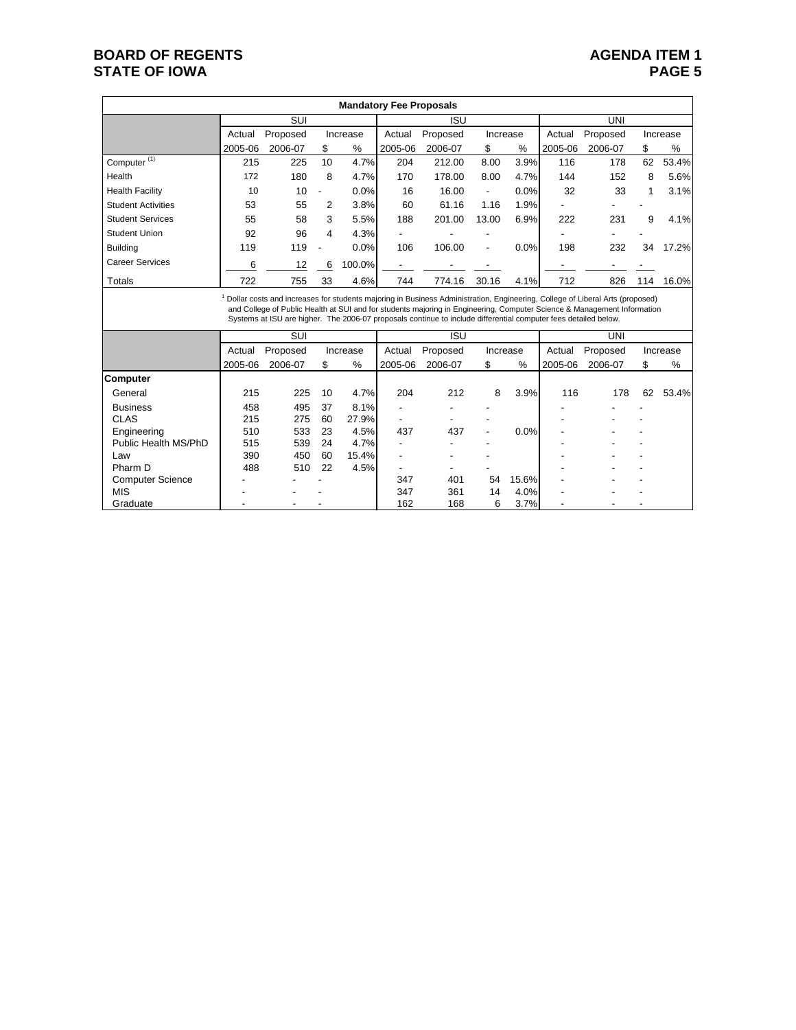**Mandatory Fee Proposals**

| | SUI | | | | ISU | | | | UNI | | | |
|---|---|---|---|---|---|---|---|---|---|---|---|---|
| | Actual 2005-06 | Proposed 2006-07 | Increase $ | Increase % | Actual 2005-06 | Proposed 2006-07 | Increase $ | Increase % | Actual 2005-06 | Proposed 2006-07 | Increase $ | Increase % |
| Computer [(1)] | 215 | 225 | 10 | 4.7% | 204 | 212.00 | 8.00 | 3.9% | 116 | 178 | 62 | 53.4% |
| Health | 172 | 180 | 8 | 4.7% | 170 | 178.00 | 8.00 | 4.7% | 144 | 152 | 8 | 5.6% |
| Health Facility | 10 | 10 | - | 0.0% | 16 | 16.00 | - | 0.0% | 32 | 33 | 1 | 3.1% |
| Student Activities | 53 | 55 | 2 | 3.8% | 60 | 61.16 | 1.16 | 1.9% | - | - | - | |
| Student Services | 55 | 58 | 3 | 5.5% | 188 | 201.00 | 13.00 | 6.9% | 222 | 231 | 9 | 4.1% |
| Student Union | 92 | 96 | 4 | 4.3% | - | - | - | | - | - | - | |
| Building | 119 | 119 | - | 0.0% | 106 | 106.00 | - | 0.0% | 198 | 232 | 34 | 17.2% |
| Career Services | 6 | 12 | 6 | 100.0% | - | - | - | | - | - | - | |
| Totals | 722 | 755 | 33 | 4.6% | 744 | 774.16 | 30.16 | 4.1% | 712 | 826 | 114 | 16.0% |

[1] Dollar costs and increases for students majoring in Business Administration, Engineering, College of Liberal Arts (proposed) and College of Public Health at SUI and for students majoring in Engineering, Computer Science & Management Information Systems at ISU are higher. The 2006-07 proposals continue to include differential computer fees detailed below.

| | SUI | | | | ISU | | | | UNI | | | |
|---|---|---|---|---|---|---|---|---|---|---|---|---|
| | Actual 2005-06 | Proposed 2006-07 | Increase $ | Increase % | Actual 2005-06 | Proposed 2006-07 | Increase $ | Increase % | Actual 2005-06 | Proposed 2006-07 | Increase $ | Increase % |
| **Computer** | | | | | | | | | | | | |
| General | 215 | 225 | 10 | 4.7% | 204 | 212 | 8 | 3.9% | 116 | 178 | 62 | 53.4% |
| Business | 458 | 495 | 37 | 8.1% | - | - | - | | - | - | - | |
| CLAS | 215 | 275 | 60 | 27.9% | - | - | - | | - | - | - | |
| Engineering | 510 | 533 | 23 | 4.5% | 437 | 437 | - | 0.0% | - | - | - | |
| Public Health MS/PhD | 515 | 539 | 24 | 4.7% | - | - | - | | - | - | - | |
| Law | 390 | 450 | 60 | 15.4% | - | - | - | | - | - | - | |
| Pharm D | 488 | 510 | 22 | 4.5% | - | - | - | | - | - | - | |
| Computer Science | - | - | - | | 347 | 401 | 54 | 15.6% | - | - | - | |
| MIS | - | - | - | | 347 | 361 | 14 | 4.0% | - | - | - | |
| Graduate | - | - | - | | 162 | 168 | 6 | 3.7% | - | - | - | |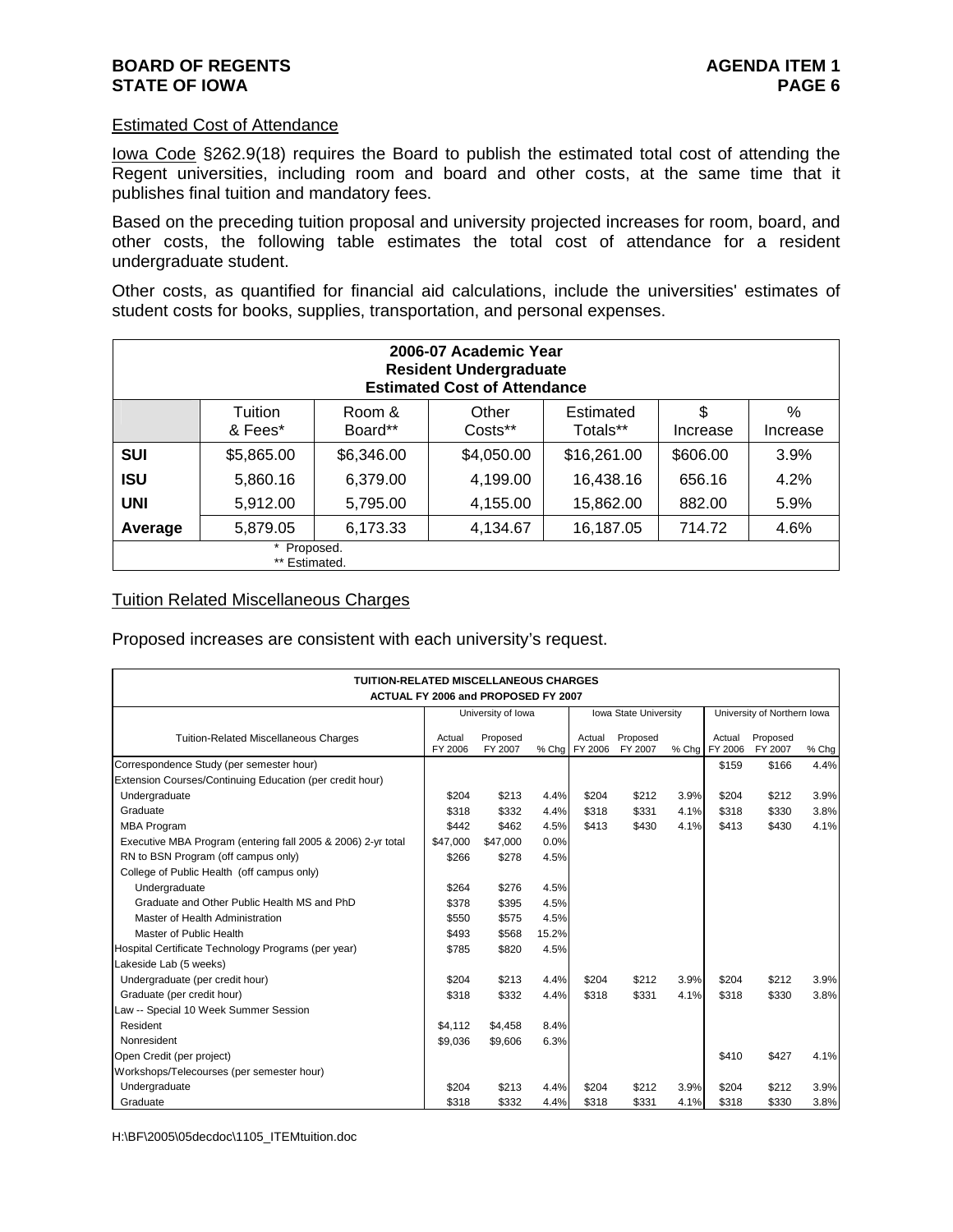## Estimated Cost of Attendance

Iowa Code §262.9(18) requires the Board to publish the estimated total cost of attending the Regent universities, including room and board and other costs, at the same time that it publishes final tuition and mandatory fees.

Based on the preceding tuition proposal and university projected increases for room, board, and other costs, the following table estimates the total cost of attendance for a resident undergraduate student.

Other costs, as quantified for financial aid calculations, include the universities' estimates of student costs for books, supplies, transportation, and personal expenses.

**2006-07 Academic Year**
**Resident Undergraduate**
**Estimated Cost of Attendance**

| | Tuition & Fees* | Room & Board** | Other Costs** | Estimated Totals** | $ Increase | % Increase |
|---|---|---|---|---|---|---|
| **SUI** | $5,865.00 | $6,346.00 | $4,050.00 | $16,261.00 | $606.00 | 3.9% |
| **ISU** | 5,860.16 | 6,379.00 | 4,199.00 | 16,438.16 | 656.16 | 4.2% |
| **UNI** | 5,912.00 | 5,795.00 | 4,155.00 | 15,862.00 | 882.00 | 5.9% |
| **Average** | 5,879.05 | 6,173.33 | 4,134.67 | 16,187.05 | 714.72 | 4.6% |

\* Proposed.
** Estimated.

## Tuition Related Miscellaneous Charges

Proposed increases are consistent with each university's request.

**TUITION-RELATED MISCELLANEOUS CHARGES**
**ACTUAL FY 2006 and PROPOSED FY 2007**

| | University of Iowa | | | Iowa State University | | | University of Northern Iowa | | |
|---|---|---|---|---|---|---|---|---|---|
| Tuition-Related Miscellaneous Charges | Actual FY 2006 | Proposed FY 2007 | % Chg | Actual FY 2006 | Proposed FY 2007 | % Chg | Actual FY 2006 | Proposed FY 2007 | % Chg |
| Correspondence Study (per semester hour) | | | | | | | $159 | $166 | 4.4% |
| Extension Courses/Continuing Education (per credit hour) | | | | | | | | | |
| Undergraduate | $204 | $213 | 4.4% | $204 | $212 | 3.9% | $204 | $212 | 3.9% |
| Graduate | $318 | $332 | 4.4% | $318 | $331 | 4.1% | $318 | $330 | 3.8% |
| MBA Program | $442 | $462 | 4.5% | $413 | $430 | 4.1% | $413 | $430 | 4.1% |
| Executive MBA Program (entering fall 2005 & 2006) 2-yr total | $47,000 | $47,000 | 0.0% | | | | | | |
| RN to BSN Program (off campus only) | $266 | $278 | 4.5% | | | | | | |
| College of Public Health (off campus only) | | | | | | | | | |
| Undergraduate | $264 | $276 | 4.5% | | | | | | |
| Graduate and Other Public Health MS and PhD | $378 | $395 | 4.5% | | | | | | |
| Master of Health Administration | $550 | $575 | 4.5% | | | | | | |
| Master of Public Health | $493 | $568 | 15.2% | | | | | | |
| Hospital Certificate Technology Programs (per year) | $785 | $820 | 4.5% | | | | | | |
| Lakeside Lab (5 weeks) | | | | | | | | | |
| Undergraduate (per credit hour) | $204 | $213 | 4.4% | $204 | $212 | 3.9% | $204 | $212 | 3.9% |
| Graduate (per credit hour) | $318 | $332 | 4.4% | $318 | $331 | 4.1% | $318 | $330 | 3.8% |
| Law -- Special 10 Week Summer Session | | | | | | | | | |
| Resident | $4,112 | $4,458 | 8.4% | | | | | | |
| Nonresident | $9,036 | $9,606 | 6.3% | | | | | | |
| Open Credit (per project) | | | | | | | $410 | $427 | 4.1% |
| Workshops/Telecourses (per semester hour) | | | | | | | | | |
| Undergraduate | $204 | $213 | 4.4% | $204 | $212 | 3.9% | $204 | $212 | 3.9% |
| Graduate | $318 | $332 | 4.4% | $318 | $331 | 4.1% | $318 | $330 | 3.8% |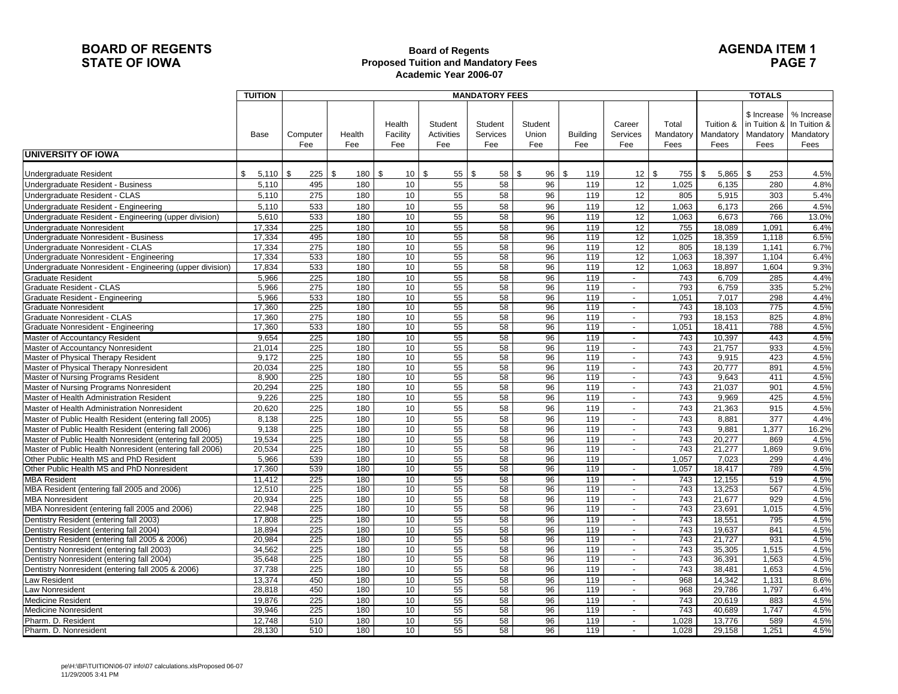# BOARD OF REGENTS
# STATE OF IOWA

**Board of Regents**
**Proposed Tuition and Mandatory Fees**
**Academic Year 2006-07**

**AGENDA ITEM 1**
**PAGE 7**

| | TUITION | MANDATORY FEES | | | | | | | | | TOTALS | | |
|---|---|---|---|---|---|---|---|---|---|---|---|---|---|
| | Base | Computer Fee | Health Fee | Health Facility Fee | Student Activities Fee | Student Services Fee | Student Union Fee | Building Fee | Career Services Fee | Total Mandatory Fees | Tuition & Mandatory Fees | $ Increase in Tuition & Mandatory Fees | % Increase In Tuition & Mandatory Fees |
| **UNIVERSITY OF IOWA** | | | | | | | | | | | | | |
| Undergraduate Resident | $ 5,110 | $ 225 | $ 180 | $ 10 | $ 55 | $ 58 | $ 96 | $ 119 | 12 | $ 755 | $ 5,865 | $ 253 | 4.5% |
| Undergraduate Resident - Business | 5,110 | 495 | 180 | 10 | 55 | 58 | 96 | 119 | 12 | 1,025 | 6,135 | 280 | 4.8% |
| Undergraduate Resident - CLAS | 5,110 | 275 | 180 | 10 | 55 | 58 | 96 | 119 | 12 | 805 | 5,915 | 303 | 5.4% |
| Undergraduate Resident - Engineering | 5,110 | 533 | 180 | 10 | 55 | 58 | 96 | 119 | 12 | 1,063 | 6,173 | 266 | 4.5% |
| Undergraduate Resident - Engineering (upper division) | 5,610 | 533 | 180 | 10 | 55 | 58 | 96 | 119 | 12 | 1,063 | 6,673 | 766 | 13.0% |
| Undergraduate Nonresident | 17,334 | 225 | 180 | 10 | 55 | 58 | 96 | 119 | 12 | 755 | 18,089 | 1,091 | 6.4% |
| Undergraduate Nonresident - Business | 17,334 | 495 | 180 | 10 | 55 | 58 | 96 | 119 | 12 | 1,025 | 18,359 | 1,118 | 6.5% |
| Undergraduate Nonresident - CLAS | 17,334 | 275 | 180 | 10 | 55 | 58 | 96 | 119 | 12 | 805 | 18,139 | 1,141 | 6.7% |
| Undergraduate Nonresident - Engineering | 17,334 | 533 | 180 | 10 | 55 | 58 | 96 | 119 | 12 | 1,063 | 18,397 | 1,104 | 6.4% |
| Undergraduate Nonresident - Engineering (upper division) | 17,834 | 533 | 180 | 10 | 55 | 58 | 96 | 119 | 12 | 1,063 | 18,897 | 1,604 | 9.3% |
| Graduate Resident | 5,966 | 225 | 180 | 10 | 55 | 58 | 96 | 119 | - | 743 | 6,709 | 285 | 4.4% |
| Graduate Resident - CLAS | 5,966 | 275 | 180 | 10 | 55 | 58 | 96 | 119 | - | 793 | 6,759 | 335 | 5.2% |
| Graduate Resident - Engineering | 5,966 | 533 | 180 | 10 | 55 | 58 | 96 | 119 | - | 1,051 | 7,017 | 298 | 4.4% |
| Graduate Nonresident | 17,360 | 225 | 180 | 10 | 55 | 58 | 96 | 119 | - | 743 | 18,103 | 775 | 4.5% |
| Graduate Nonresident - CLAS | 17,360 | 275 | 180 | 10 | 55 | 58 | 96 | 119 | - | 793 | 18,153 | 825 | 4.8% |
| Graduate Nonresident - Engineering | 17,360 | 533 | 180 | 10 | 55 | 58 | 96 | 119 | - | 1,051 | 18,411 | 788 | 4.5% |
| Master of Accountancy Resident | 9,654 | 225 | 180 | 10 | 55 | 58 | 96 | 119 | - | 743 | 10,397 | 443 | 4.5% |
| Master of Accountancy Nonresident | 21,014 | 225 | 180 | 10 | 55 | 58 | 96 | 119 | - | 743 | 21,757 | 933 | 4.5% |
| Master of Physical Therapy Resident | 9,172 | 225 | 180 | 10 | 55 | 58 | 96 | 119 | - | 743 | 9,915 | 423 | 4.5% |
| Master of Physical Therapy Nonresident | 20,034 | 225 | 180 | 10 | 55 | 58 | 96 | 119 | - | 743 | 20,777 | 891 | 4.5% |
| Master of Nursing Programs Resident | 8,900 | 225 | 180 | 10 | 55 | 58 | 96 | 119 | - | 743 | 9,643 | 411 | 4.5% |
| Master of Nursing Programs Nonresident | 20,294 | 225 | 180 | 10 | 55 | 58 | 96 | 119 | - | 743 | 21,037 | 901 | 4.5% |
| Master of Health Administration Resident | 9,226 | 225 | 180 | 10 | 55 | 58 | 96 | 119 | - | 743 | 9,969 | 425 | 4.5% |
| Master of Health Administration Nonresident | 20,620 | 225 | 180 | 10 | 55 | 58 | 96 | 119 | - | 743 | 21,363 | 915 | 4.5% |
| Master of Public Health Resident (entering fall 2005) | 8,138 | 225 | 180 | 10 | 55 | 58 | 96 | 119 | - | 743 | 8,881 | 377 | 4.4% |
| Master of Public Health Resident (entering fall 2006) | 9,138 | 225 | 180 | 10 | 55 | 58 | 96 | 119 | - | 743 | 9,881 | 1,377 | 16.2% |
| Master of Public Health Nonresident (entering fall 2005) | 19,534 | 225 | 180 | 10 | 55 | 58 | 96 | 119 | - | 743 | 20,277 | 869 | 4.5% |
| Master of Public Health Nonresident (entering fall 2006) | 20,534 | 225 | 180 | 10 | 55 | 58 | 96 | 119 | - | 743 | 21,277 | 1,869 | 9.6% |
| Other Public Health MS and PhD Resident | 5,966 | 539 | 180 | 10 | 55 | 58 | 96 | 119 | | 1,057 | 7,023 | 299 | 4.4% |
| Other Public Health MS and PhD Nonresident | 17,360 | 539 | 180 | 10 | 55 | 58 | 96 | 119 | - | 1,057 | 18,417 | 789 | 4.5% |
| MBA Resident | 11,412 | 225 | 180 | 10 | 55 | 58 | 96 | 119 | - | 743 | 12,155 | 519 | 4.5% |
| MBA Resident (entering fall 2005 and 2006) | 12,510 | 225 | 180 | 10 | 55 | 58 | 96 | 119 | - | 743 | 13,253 | 567 | 4.5% |
| MBA Nonresident | 20,934 | 225 | 180 | 10 | 55 | 58 | 96 | 119 | - | 743 | 21,677 | 929 | 4.5% |
| MBA Nonresident (entering fall 2005 and 2006) | 22,948 | 225 | 180 | 10 | 55 | 58 | 96 | 119 | - | 743 | 23,691 | 1,015 | 4.5% |
| Dentistry Resident (entering fall 2003) | 17,808 | 225 | 180 | 10 | 55 | 58 | 96 | 119 | - | 743 | 18,551 | 795 | 4.5% |
| Dentistry Resident (entering fall 2004) | 18,894 | 225 | 180 | 10 | 55 | 58 | 96 | 119 | - | 743 | 19,637 | 841 | 4.5% |
| Dentistry Resident (entering fall 2005 & 2006) | 20,984 | 225 | 180 | 10 | 55 | 58 | 96 | 119 | - | 743 | 21,727 | 931 | 4.5% |
| Dentistry Nonresident (entering fall 2003) | 34,562 | 225 | 180 | 10 | 55 | 58 | 96 | 119 | - | 743 | 35,305 | 1,515 | 4.5% |
| Dentistry Nonresident (entering fall 2004) | 35,648 | 225 | 180 | 10 | 55 | 58 | 96 | 119 | - | 743 | 36,391 | 1,563 | 4.5% |
| Dentistry Nonresident (entering fall 2005 & 2006) | 37,738 | 225 | 180 | 10 | 55 | 58 | 96 | 119 | - | 743 | 38,481 | 1,653 | 4.5% |
| Law Resident | 13,374 | 450 | 180 | 10 | 55 | 58 | 96 | 119 | - | 968 | 14,342 | 1,131 | 8.6% |
| Law Nonresident | 28,818 | 450 | 180 | 10 | 55 | 58 | 96 | 119 | - | 968 | 29,786 | 1,797 | 6.4% |
| Medicine Resident | 19,876 | 225 | 180 | 10 | 55 | 58 | 96 | 119 | - | 743 | 20,619 | 883 | 4.5% |
| Medicine Nonresident | 39,946 | 225 | 180 | 10 | 55 | 58 | 96 | 119 | - | 743 | 40,689 | 1,747 | 4.5% |
| Pharm. D. Resident | 12,748 | 510 | 180 | 10 | 55 | 58 | 96 | 119 | - | 1,028 | 13,776 | 589 | 4.5% |
| Pharm. D. Nonresident | 28,130 | 510 | 180 | 10 | 55 | 58 | 96 | 119 | - | 1,028 | 29,158 | 1,251 | 4.5% |

pe\H:\BF\TUITION\06-07 info\07 calculations.xlsProposed 06-07
11/29/2005 3:41 PM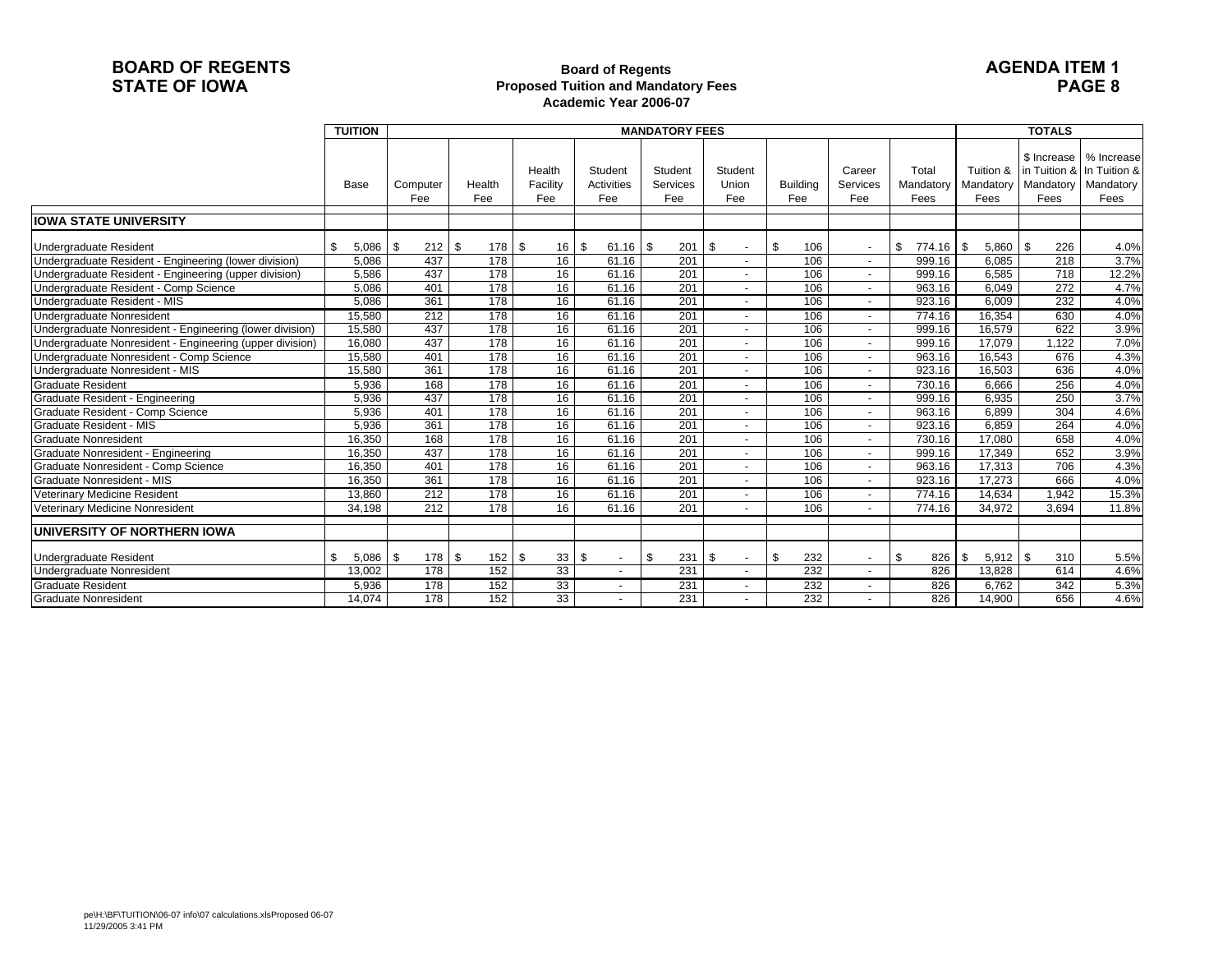# BOARD OF REGENTS
# STATE OF IOWA

**Board of Regents**
**Proposed Tuition and Mandatory Fees**
**Academic Year 2006-07**

**AGENDA ITEM 1**
**PAGE 8**

| | TUITION | MANDATORY FEES | | | | | | | | | TOTALS | | |
|---|---|---|---|---|---|---|---|---|---|---|---|---|---|
| | Base | Computer Fee | Health Fee | Health Facility Fee | Student Activities Fee | Student Services Fee | Student Union Fee | Building Fee | Career Services Fee | Total Mandatory Fees | Tuition & Mandatory Fees | $ Increase in Tuition & Mandatory Fees | % Increase In Tuition & Mandatory Fees |
| **IOWA STATE UNIVERSITY** | | | | | | | | | | | | | |
| Undergraduate Resident | $ 5,086 | $ 212 | $ 178 | $ 16 | $ 61.16 | $ 201 | $ - | $ 106 | - | $ 774.16 | $ 5,860 | $ 226 | 4.0% |
| Undergraduate Resident - Engineering (lower division) | 5,086 | 437 | 178 | 16 | 61.16 | 201 | - | 106 | - | 999.16 | 6,085 | 218 | 3.7% |
| Undergraduate Resident - Engineering (upper division) | 5,586 | 437 | 178 | 16 | 61.16 | 201 | - | 106 | - | 999.16 | 6,585 | 718 | 12.2% |
| Undergraduate Resident - Comp Science | 5,086 | 401 | 178 | 16 | 61.16 | 201 | - | 106 | - | 963.16 | 6,049 | 272 | 4.7% |
| Undergraduate Resident - MIS | 5,086 | 361 | 178 | 16 | 61.16 | 201 | - | 106 | - | 923.16 | 6,009 | 232 | 4.0% |
| Undergraduate Nonresident | 15,580 | 212 | 178 | 16 | 61.16 | 201 | - | 106 | - | 774.16 | 16,354 | 630 | 4.0% |
| Undergraduate Nonresident - Engineering (lower division) | 15,580 | 437 | 178 | 16 | 61.16 | 201 | - | 106 | - | 999.16 | 16,579 | 622 | 3.9% |
| Undergraduate Nonresident - Engineering (upper division) | 16,080 | 437 | 178 | 16 | 61.16 | 201 | - | 106 | - | 999.16 | 17,079 | 1,122 | 7.0% |
| Undergraduate Nonresident - Comp Science | 15,580 | 401 | 178 | 16 | 61.16 | 201 | - | 106 | - | 963.16 | 16,543 | 676 | 4.3% |
| Undergraduate Nonresident - MIS | 15,580 | 361 | 178 | 16 | 61.16 | 201 | - | 106 | - | 923.16 | 16,503 | 636 | 4.0% |
| Graduate Resident | 5,936 | 168 | 178 | 16 | 61.16 | 201 | - | 106 | - | 730.16 | 6,666 | 256 | 4.0% |
| Graduate Resident - Engineering | 5,936 | 437 | 178 | 16 | 61.16 | 201 | - | 106 | - | 999.16 | 6,935 | 250 | 3.7% |
| Graduate Resident - Comp Science | 5,936 | 401 | 178 | 16 | 61.16 | 201 | - | 106 | - | 963.16 | 6,899 | 304 | 4.6% |
| Graduate Resident - MIS | 5,936 | 361 | 178 | 16 | 61.16 | 201 | - | 106 | - | 923.16 | 6,859 | 264 | 4.0% |
| Graduate Nonresident | 16,350 | 168 | 178 | 16 | 61.16 | 201 | - | 106 | - | 730.16 | 17,080 | 658 | 4.0% |
| Graduate Nonresident - Engineering | 16,350 | 437 | 178 | 16 | 61.16 | 201 | - | 106 | - | 999.16 | 17,349 | 652 | 3.9% |
| Graduate Nonresident - Comp Science | 16,350 | 401 | 178 | 16 | 61.16 | 201 | - | 106 | - | 963.16 | 17,313 | 706 | 4.3% |
| Graduate Nonresident - MIS | 16,350 | 361 | 178 | 16 | 61.16 | 201 | - | 106 | - | 923.16 | 17,273 | 666 | 4.0% |
| Veterinary Medicine Resident | 13,860 | 212 | 178 | 16 | 61.16 | 201 | - | 106 | - | 774.16 | 14,634 | 1,942 | 15.3% |
| Veterinary Medicine Nonresident | 34,198 | 212 | 178 | 16 | 61.16 | 201 | - | 106 | - | 774.16 | 34,972 | 3,694 | 11.8% |
| **UNIVERSITY OF NORTHERN IOWA** | | | | | | | | | | | | | |
| Undergraduate Resident | $ 5,086 | $ 178 | $ 152 | $ 33 | $ - | $ 231 | $ - | $ 232 | - | $ 826 | $ 5,912 | $ 310 | 5.5% |
| Undergraduate Nonresident | 13,002 | 178 | 152 | 33 | - | 231 | - | 232 | - | 826 | 13,828 | 614 | 4.6% |
| Graduate Resident | 5,936 | 178 | 152 | 33 | - | 231 | - | 232 | - | 826 | 6,762 | 342 | 5.3% |
| Graduate Nonresident | 14,074 | 178 | 152 | 33 | - | 231 | - | 232 | - | 826 | 14,900 | 656 | 4.6% |

pe\H:\BF\TUITION\06-07 info\07 calculations.xlsProposed 06-07
11/29/2005 3:41 PM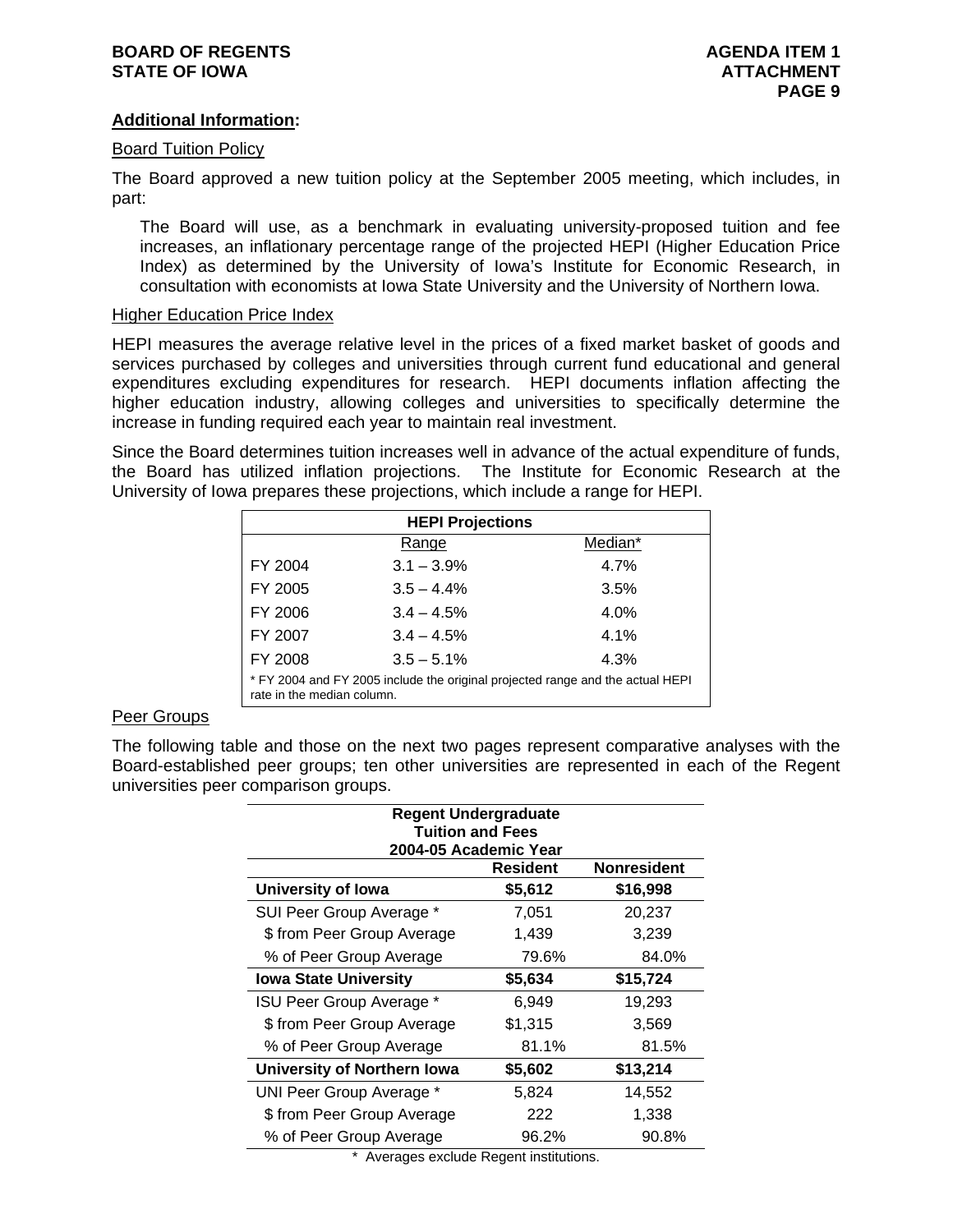**Additional Information:**

Board Tuition Policy

The Board approved a new tuition policy at the September 2005 meeting, which includes, in part:

> The Board will use, as a benchmark in evaluating university-proposed tuition and fee increases, an inflationary percentage range of the projected HEPI (Higher Education Price Index) as determined by the University of Iowa's Institute for Economic Research, in consultation with economists at Iowa State University and the University of Northern Iowa.

Higher Education Price Index

HEPI measures the average relative level in the prices of a fixed market basket of goods and services purchased by colleges and universities through current fund educational and general expenditures excluding expenditures for research. HEPI documents inflation affecting the higher education industry, allowing colleges and universities to specifically determine the increase in funding required each year to maintain real investment.

Since the Board determines tuition increases well in advance of the actual expenditure of funds, the Board has utilized inflation projections. The Institute for Economic Research at the University of Iowa prepares these projections, which include a range for HEPI.

**HEPI Projections**

| | Range | Median* |
|---|---|---|
| FY 2004 | 3.1 – 3.9% | 4.7% |
| FY 2005 | 3.5 – 4.4% | 3.5% |
| FY 2006 | 3.4 – 4.5% | 4.0% |
| FY 2007 | 3.4 – 4.5% | 4.1% |
| FY 2008 | 3.5 – 5.1% | 4.3% |

* FY 2004 and FY 2005 include the original projected range and the actual HEPI rate in the median column.

Peer Groups

The following table and those on the next two pages represent comparative analyses with the Board-established peer groups; ten other universities are represented in each of the Regent universities peer comparison groups.

**Regent Undergraduate Tuition and Fees 2004-05 Academic Year**

| | Resident | Nonresident |
|---|---|---|
| **University of Iowa** | **$5,612** | **$16,998** |
| SUI Peer Group Average * | 7,051 | 20,237 |
| $ from Peer Group Average | 1,439 | 3,239 |
| % of Peer Group Average | 79.6% | 84.0% |
| **Iowa State University** | **$5,634** | **$15,724** |
| ISU Peer Group Average * | 6,949 | 19,293 |
| $ from Peer Group Average | $1,315 | 3,569 |
| % of Peer Group Average | 81.1% | 81.5% |
| **University of Northern Iowa** | **$5,602** | **$13,214** |
| UNI Peer Group Average * | 5,824 | 14,552 |
| $ from Peer Group Average | 222 | 1,338 |
| % of Peer Group Average | 96.2% | 90.8% |

* Averages exclude Regent institutions.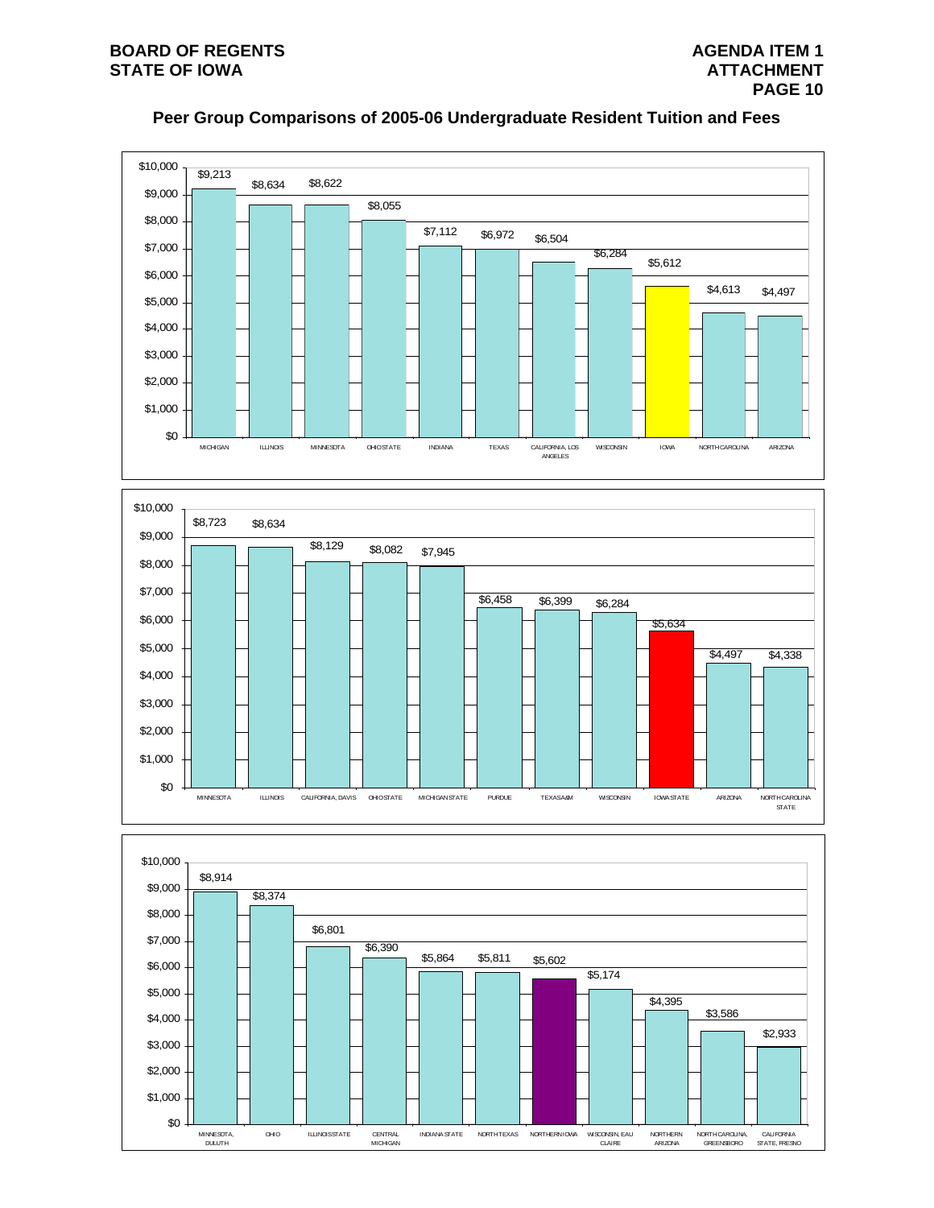## Peer Group Comparisons of 2005-06 Undergraduate Resident Tuition and Fees

$10,000
$9,000
$8,000
$7,000
$6,000
$5,000
$4,000
$3,000
$2,000
$1,000
$0

$9,213 MICHIGAN
$8,634 ILLINOIS
$8,622 MINNESOTA
$8,055 OHIO STATE
$7,112 INDIANA
$6,972 TEXAS
$6,504 CALIFORNIA, LOS ANGELES
$6,284 WISCONSIN
$5,612 IOWA
$4,613 NORTH CAROLINA
$4,497 ARIZONA

$10,000
$9,000
$8,000
$7,000
$6,000
$5,000
$4,000
$3,000
$2,000
$1,000
$0

$8,723 MINNESOTA
$8,634 ILLINOIS
$8,129 CALIFORNIA, DAVIS
$8,082 OHIO STATE
$7,945 MICHIGAN STATE
$6,458 PURDUE
$6,399 TEXAS A&M
$6,284 WISCONSIN
$5,634 IOWA STATE
$4,497 ARIZONA
$4,338 NORTH CAROLINA STATE

$10,000
$9,000
$8,000
$7,000
$6,000
$5,000
$4,000
$3,000
$2,000
$1,000
$0

$8,914 MINNESOTA, DULUTH
$8,374 OHIO
$6,801 ILLINOIS STATE
$6,390 CENTRAL MICHIGAN
$5,864 INDIANA STATE
$5,811 NORTH TEXAS
$5,602 NORTHERN IOWA
$5,174 WISCONSIN, EAU CLAIRE
$4,395 NORTHERN ARIZONA
$3,586 NORTH CAROLINA, GREENSBORO
$2,933 CALIFORNIA STATE, FRESNO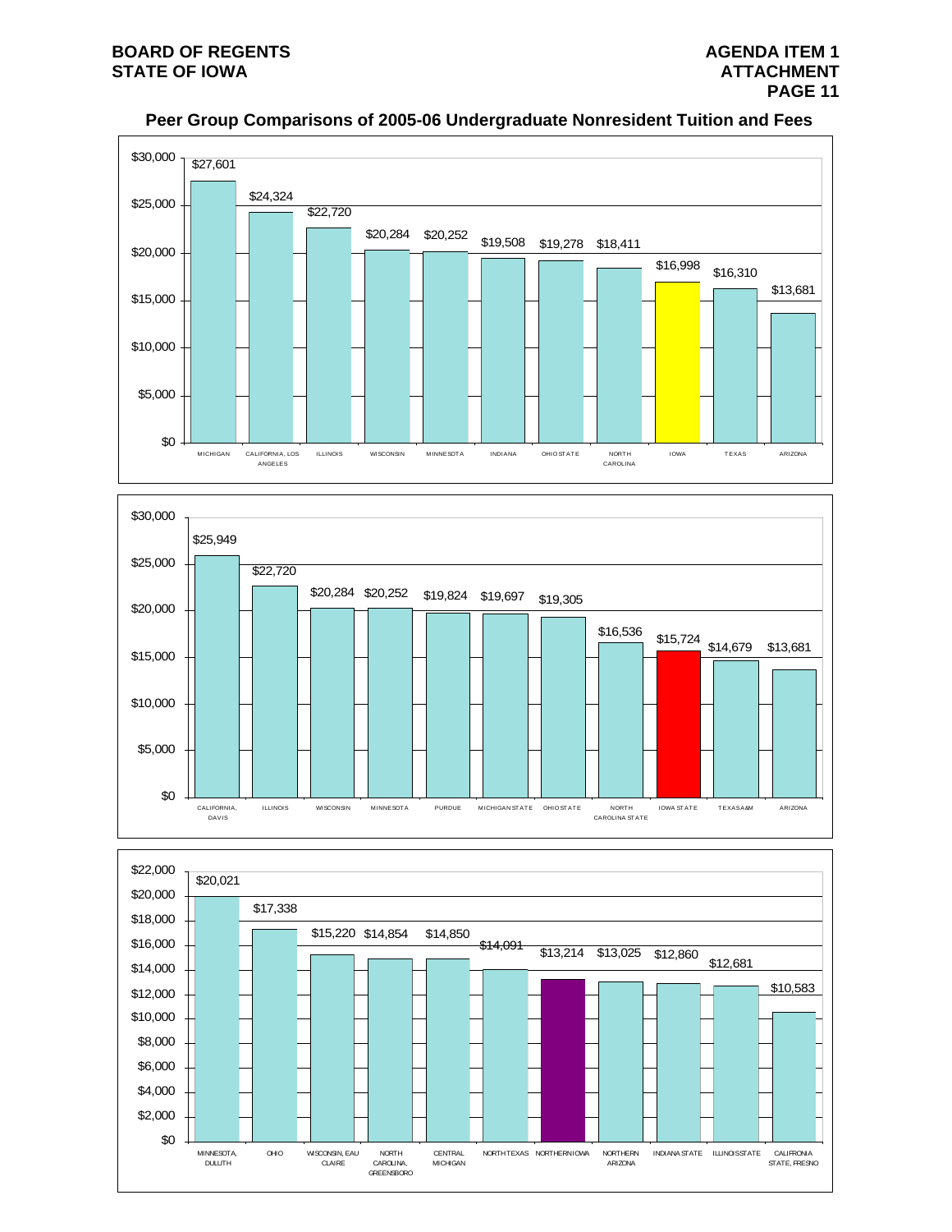## Peer Group Comparisons of 2005-06 Undergraduate Nonresident Tuition and Fees

$30,000
$25,000
$20,000
$15,000
$10,000
$5,000
$0

$27,601
$24,324
$22,720
$20,284
$20,252
$19,508
$19,278
$18,411
$16,998
$16,310
$13,681

MICHIGAN
CALIFORNIA, LOS ANGELES
ILLINOIS
WISCONSIN
MINNESOTA
INDIANA
OHIO STATE
NORTH CAROLINA
IOWA
TEXAS
ARIZONA

$30,000
$25,000
$20,000
$15,000
$10,000
$5,000
$0

$25,949
$22,720
$20,284
$20,252
$19,824
$19,697
$19,305
$16,536
$15,724
$14,679
$13,681

CALIFORNIA, DAVIS
ILLINOIS
WISCONSIN
MINNESOTA
PURDUE
MICHIGAN STATE
OHIO STATE
NORTH CAROLINA STATE
IOWA STATE
TEXAS A&M
ARIZONA

$22,000
$20,000
$18,000
$16,000
$14,000
$12,000
$10,000
$8,000
$6,000
$4,000
$2,000
$0

$20,021
$17,338
$15,220
$14,854
$14,850
$14,091
$13,214
$13,025
$12,860
$12,681
$10,583

MINNESOTA, DULUTH
OHIO
WISCONSIN, EAU CLAIRE
NORTH CAROLINA, GREENSBORO
CENTRAL MICHIGAN
NORTH TEXAS
NORTHERN IOWA
NORTHERN ARIZONA
INDIANA STATE
ILLINOIS STATE
CALIFRONIA STATE, FRESNO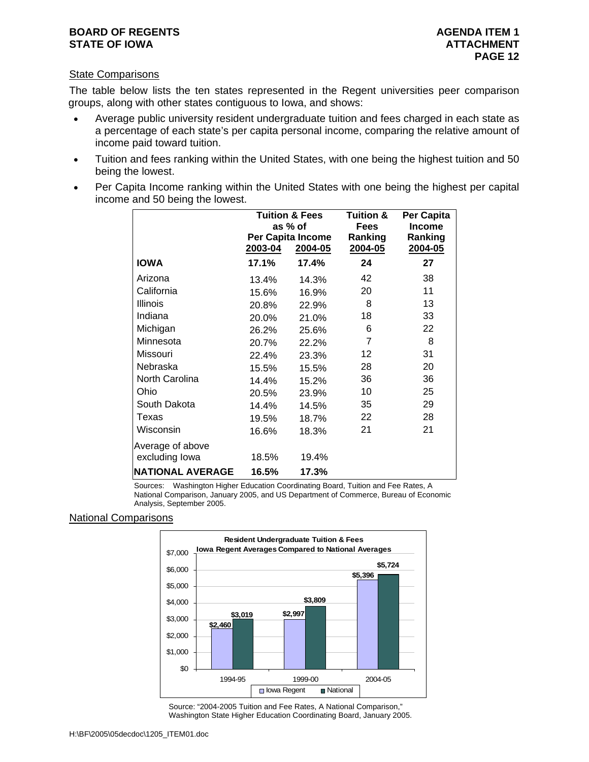## State Comparisons

The table below lists the ten states represented in the Regent universities peer comparison groups, along with other states contiguous to Iowa, and shows:

- Average public university resident undergraduate tuition and fees charged in each state as a percentage of each state's per capita personal income, comparing the relative amount of income paid toward tuition.
- Tuition and fees ranking within the United States, with one being the highest tuition and 50 being the lowest.
- Per Capita Income ranking within the United States with one being the highest per capital income and 50 being the lowest.

| | Tuition & Fees as % of Per Capita Income | | Tuition & Fees Ranking | Per Capita Income Ranking |
|---|---|---|---|---|
| | 2003-04 | 2004-05 | 2004-05 | 2004-05 |
| **IOWA** | **17.1%** | **17.4%** | **24** | **27** |
| Arizona | 13.4% | 14.3% | 42 | 38 |
| California | 15.6% | 16.9% | 20 | 11 |
| Illinois | 20.8% | 22.9% | 8 | 13 |
| Indiana | 20.0% | 21.0% | 18 | 33 |
| Michigan | 26.2% | 25.6% | 6 | 22 |
| Minnesota | 20.7% | 22.2% | 7 | 8 |
| Missouri | 22.4% | 23.3% | 12 | 31 |
| Nebraska | 15.5% | 15.5% | 28 | 20 |
| North Carolina | 14.4% | 15.2% | 36 | 36 |
| Ohio | 20.5% | 23.9% | 10 | 25 |
| South Dakota | 14.4% | 14.5% | 35 | 29 |
| Texas | 19.5% | 18.7% | 22 | 28 |
| Wisconsin | 16.6% | 18.3% | 21 | 21 |
| Average of above excluding Iowa | 18.5% | 19.4% | | |
| **NATIONAL AVERAGE** | **16.5%** | **17.3%** | | |

Sources: Washington Higher Education Coordinating Board, Tuition and Fee Rates, A National Comparison, January 2005, and US Department of Commerce, Bureau of Economic Analysis, September 2005.

## National Comparisons

Resident Undergraduate Tuition & Fees
Iowa Regent Averages Compared to National Averages

$7,000
$6,000
$5,000
$4,000
$3,000
$2,000
$1,000
$0

1994-95: $2,460 $3,019
1999-00: $2,997 $3,809
2004-05: $5,396 $5,724

Iowa Regent
National

Source: "2004-2005 Tuition and Fee Rates, A National Comparison," Washington State Higher Education Coordinating Board, January 2005.